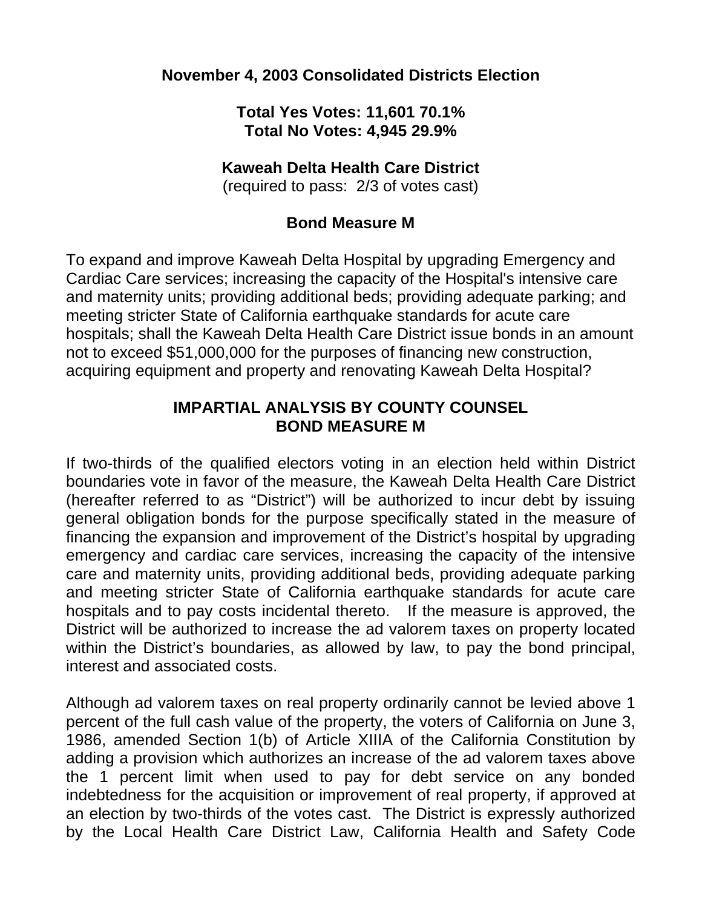**November 4, 2003 Consolidated Districts Election**

**Total Yes Votes: 11,601 70.1%**
**Total No Votes: 4,945 29.9%**

**Kaweah Delta Health Care District**
(required to pass: 2/3 of votes cast)

**Bond Measure M**

To expand and improve Kaweah Delta Hospital by upgrading Emergency and Cardiac Care services; increasing the capacity of the Hospital's intensive care and maternity units; providing additional beds; providing adequate parking; and meeting stricter State of California earthquake standards for acute care hospitals; shall the Kaweah Delta Health Care District issue bonds in an amount not to exceed $51,000,000 for the purposes of financing new construction, acquiring equipment and property and renovating Kaweah Delta Hospital?

**IMPARTIAL ANALYSIS BY COUNTY COUNSEL**
**BOND MEASURE M**

If two-thirds of the qualified electors voting in an election held within District boundaries vote in favor of the measure, the Kaweah Delta Health Care District (hereafter referred to as "District") will be authorized to incur debt by issuing general obligation bonds for the purpose specifically stated in the measure of financing the expansion and improvement of the District's hospital by upgrading emergency and cardiac care services, increasing the capacity of the intensive care and maternity units, providing additional beds, providing adequate parking and meeting stricter State of California earthquake standards for acute care hospitals and to pay costs incidental thereto. If the measure is approved, the District will be authorized to increase the ad valorem taxes on property located within the District's boundaries, as allowed by law, to pay the bond principal, interest and associated costs.

Although ad valorem taxes on real property ordinarily cannot be levied above 1 percent of the full cash value of the property, the voters of California on June 3, 1986, amended Section 1(b) of Article XIIIA of the California Constitution by adding a provision which authorizes an increase of the ad valorem taxes above the 1 percent limit when used to pay for debt service on any bonded indebtedness for the acquisition or improvement of real property, if approved at an election by two-thirds of the votes cast. The District is expressly authorized by the Local Health Care District Law, California Health and Safety Code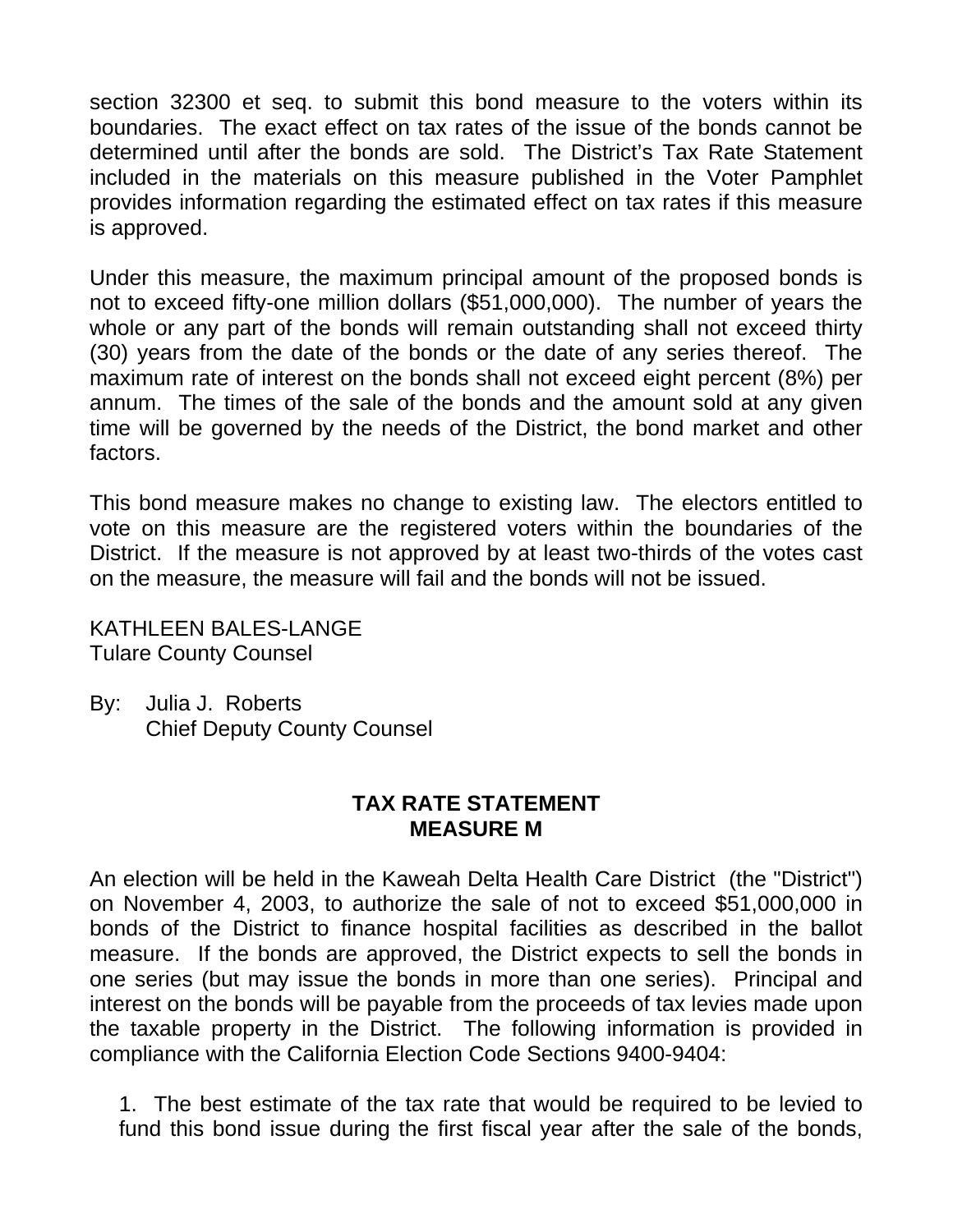section 32300 et seq. to submit this bond measure to the voters within its boundaries. The exact effect on tax rates of the issue of the bonds cannot be determined until after the bonds are sold. The District's Tax Rate Statement included in the materials on this measure published in the Voter Pamphlet provides information regarding the estimated effect on tax rates if this measure is approved.

Under this measure, the maximum principal amount of the proposed bonds is not to exceed fifty-one million dollars ($51,000,000). The number of years the whole or any part of the bonds will remain outstanding shall not exceed thirty (30) years from the date of the bonds or the date of any series thereof. The maximum rate of interest on the bonds shall not exceed eight percent (8%) per annum. The times of the sale of the bonds and the amount sold at any given time will be governed by the needs of the District, the bond market and other factors.

This bond measure makes no change to existing law. The electors entitled to vote on this measure are the registered voters within the boundaries of the District. If the measure is not approved by at least two-thirds of the votes cast on the measure, the measure will fail and the bonds will not be issued.

KATHLEEN BALES-LANGE
Tulare County Counsel

By: Julia J. Roberts
Chief Deputy County Counsel

## TAX RATE STATEMENT
## MEASURE M

An election will be held in the Kaweah Delta Health Care District (the "District") on November 4, 2003, to authorize the sale of not to exceed $51,000,000 in bonds of the District to finance hospital facilities as described in the ballot measure. If the bonds are approved, the District expects to sell the bonds in one series (but may issue the bonds in more than one series). Principal and interest on the bonds will be payable from the proceeds of tax levies made upon the taxable property in the District. The following information is provided in compliance with the California Election Code Sections 9400-9404:

1. The best estimate of the tax rate that would be required to be levied to fund this bond issue during the first fiscal year after the sale of the bonds,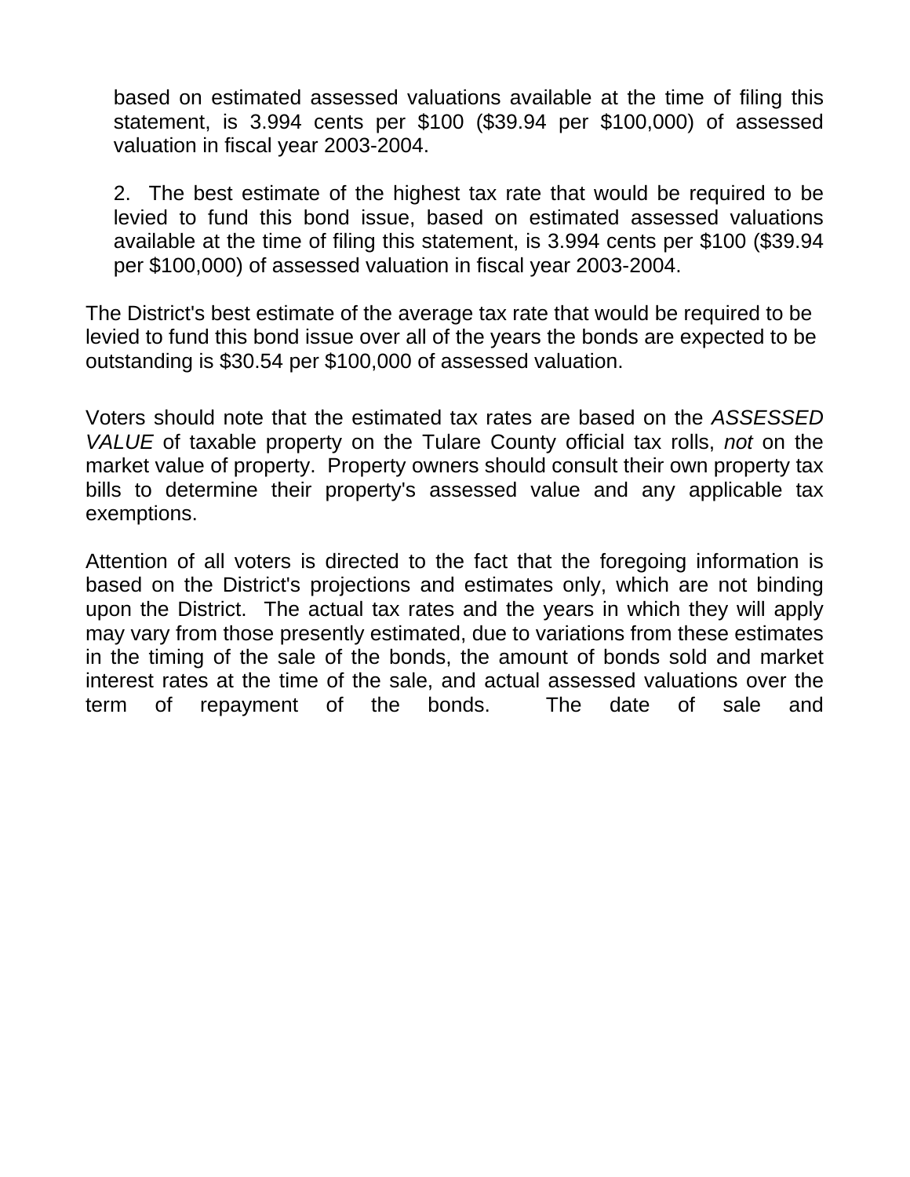based on estimated assessed valuations available at the time of filing this statement, is 3.994 cents per $100 ($39.94 per $100,000) of assessed valuation in fiscal year 2003-2004.

2. The best estimate of the highest tax rate that would be required to be levied to fund this bond issue, based on estimated assessed valuations available at the time of filing this statement, is 3.994 cents per $100 ($39.94 per $100,000) of assessed valuation in fiscal year 2003-2004.

The District's best estimate of the average tax rate that would be required to be levied to fund this bond issue over all of the years the bonds are expected to be outstanding is $30.54 per $100,000 of assessed valuation.

Voters should note that the estimated tax rates are based on the *ASSESSED VALUE* of taxable property on the Tulare County official tax rolls, *not* on the market value of property. Property owners should consult their own property tax bills to determine their property's assessed value and any applicable tax exemptions.

Attention of all voters is directed to the fact that the foregoing information is based on the District's projections and estimates only, which are not binding upon the District. The actual tax rates and the years in which they will apply may vary from those presently estimated, due to variations from these estimates in the timing of the sale of the bonds, the amount of bonds sold and market interest rates at the time of the sale, and actual assessed valuations over the term of repayment of the bonds. The date of sale and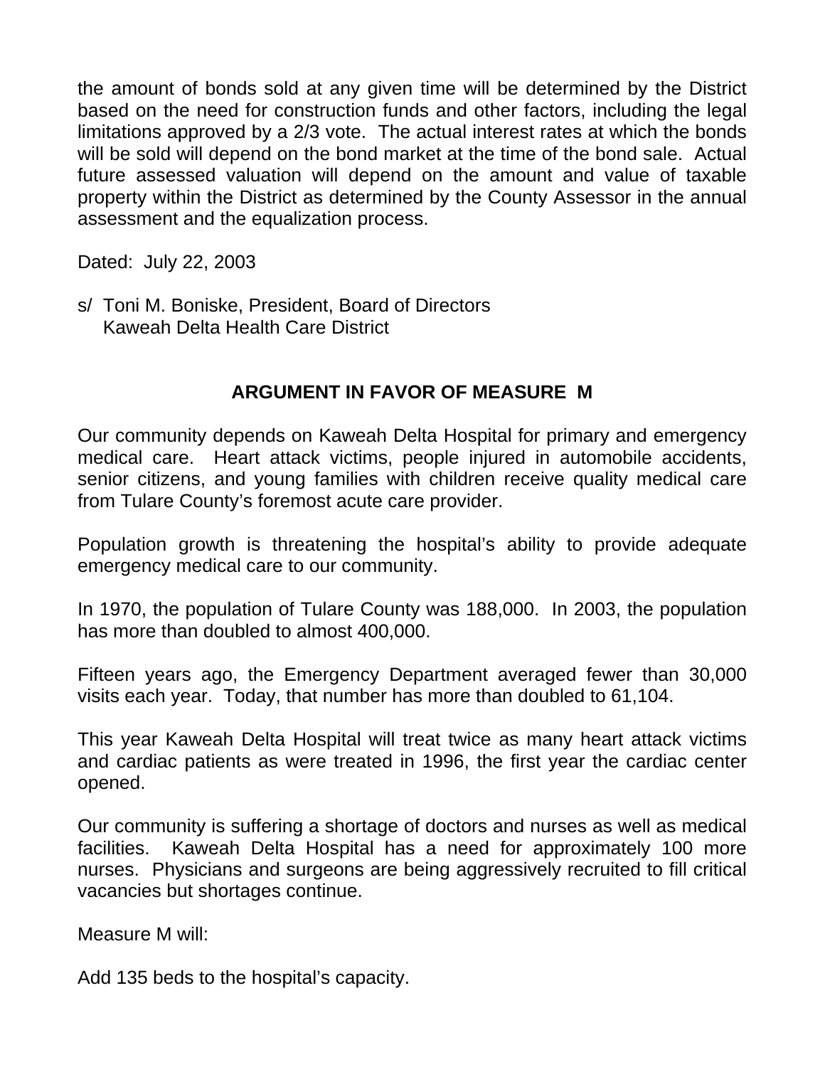the amount of bonds sold at any given time will be determined by the District based on the need for construction funds and other factors, including the legal limitations approved by a 2/3 vote. The actual interest rates at which the bonds will be sold will depend on the bond market at the time of the bond sale. Actual future assessed valuation will depend on the amount and value of taxable property within the District as determined by the County Assessor in the annual assessment and the equalization process.

Dated: July 22, 2003

s/ Toni M. Boniske, President, Board of Directors
Kaweah Delta Health Care District

## ARGUMENT IN FAVOR OF MEASURE M

Our community depends on Kaweah Delta Hospital for primary and emergency medical care. Heart attack victims, people injured in automobile accidents, senior citizens, and young families with children receive quality medical care from Tulare County's foremost acute care provider.

Population growth is threatening the hospital's ability to provide adequate emergency medical care to our community.

In 1970, the population of Tulare County was 188,000. In 2003, the population has more than doubled to almost 400,000.

Fifteen years ago, the Emergency Department averaged fewer than 30,000 visits each year. Today, that number has more than doubled to 61,104.

This year Kaweah Delta Hospital will treat twice as many heart attack victims and cardiac patients as were treated in 1996, the first year the cardiac center opened.

Our community is suffering a shortage of doctors and nurses as well as medical facilities. Kaweah Delta Hospital has a need for approximately 100 more nurses. Physicians and surgeons are being aggressively recruited to fill critical vacancies but shortages continue.

Measure M will:

Add 135 beds to the hospital's capacity.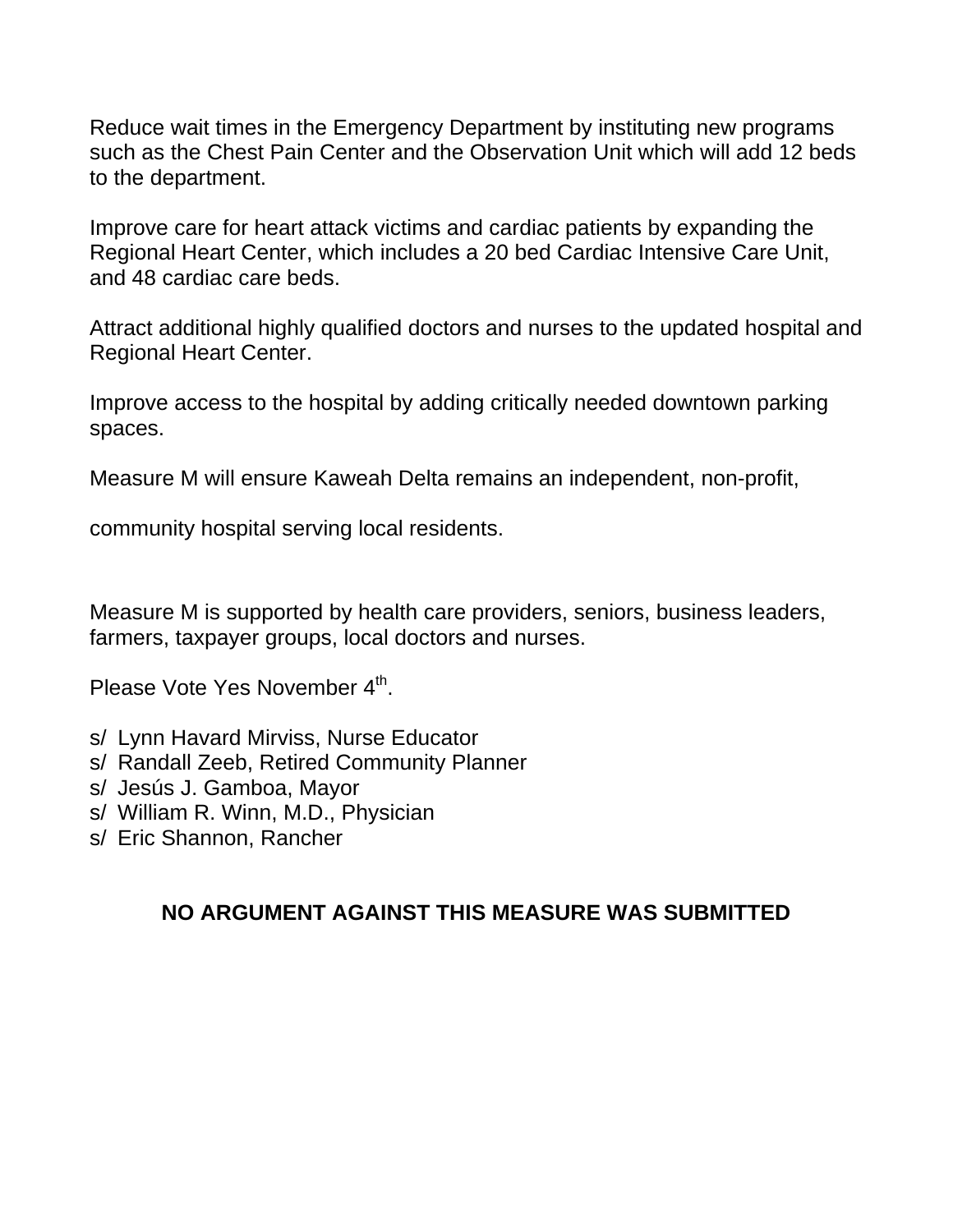Reduce wait times in the Emergency Department by instituting new programs such as the Chest Pain Center and the Observation Unit which will add 12 beds to the department.

Improve care for heart attack victims and cardiac patients by expanding the Regional Heart Center, which includes a 20 bed Cardiac Intensive Care Unit, and 48 cardiac care beds.

Attract additional highly qualified doctors and nurses to the updated hospital and Regional Heart Center.

Improve access to the hospital by adding critically needed downtown parking spaces.

Measure M will ensure Kaweah Delta remains an independent, non-profit,

community hospital serving local residents.

Measure M is supported by health care providers, seniors, business leaders, farmers, taxpayer groups, local doctors and nurses.

Please Vote Yes November 4th.

s/ Lynn Havard Mirviss, Nurse Educator
s/ Randall Zeeb, Retired Community Planner
s/ Jesús J. Gamboa, Mayor
s/ William R. Winn, M.D., Physician
s/ Eric Shannon, Rancher

**NO ARGUMENT AGAINST THIS MEASURE WAS SUBMITTED**